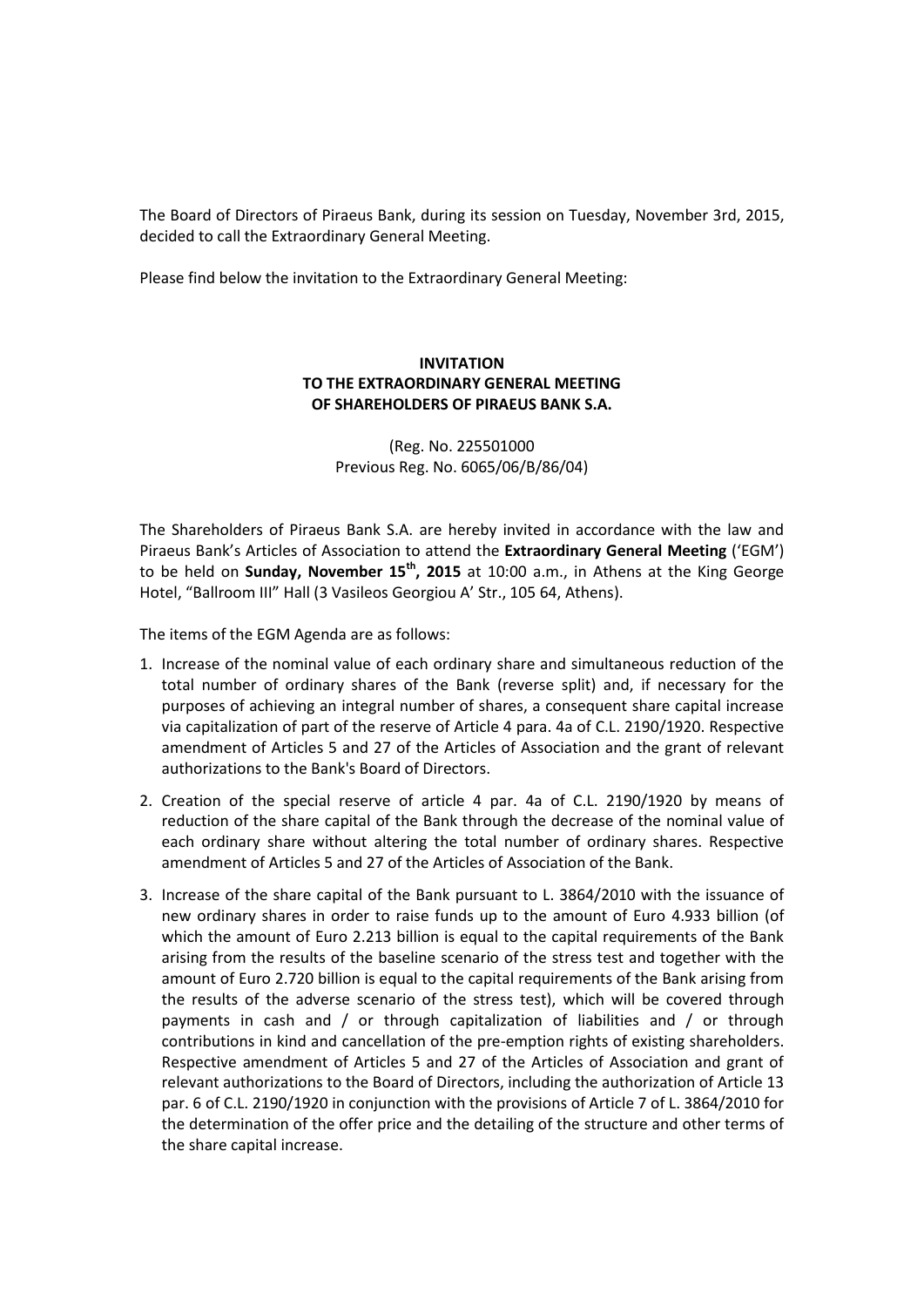The Board of Directors of Piraeus Bank, during its session on Tuesday, November 3rd, 2015, decided to call the Extraordinary General Meeting.

Please find below the invitation to the Extraordinary General Meeting:

**INVITATION**
**TO THE EXTRAORDINARY GENERAL MEETING**
**OF SHAREHOLDERS OF PIRAEUS BANK S.A.**

(Reg. No. 225501000
Previous Reg. No. 6065/06/B/86/04)

The Shareholders of Piraeus Bank S.A. are hereby invited in accordance with the law and Piraeus Bank's Articles of Association to attend the **Extraordinary General Meeting** ('EGM') to be held on **Sunday, November 15th, 2015** at 10:00 a.m., in Athens at the King George Hotel, "Ballroom III" Hall (3 Vasileos Georgiou A' Str., 105 64, Athens).

The items of the EGM Agenda are as follows:

1. Increase of the nominal value of each ordinary share and simultaneous reduction of the total number of ordinary shares of the Bank (reverse split) and, if necessary for the purposes of achieving an integral number of shares, a consequent share capital increase via capitalization of part of the reserve of Article 4 para. 4a of C.L. 2190/1920. Respective amendment of Articles 5 and 27 of the Articles of Association and the grant of relevant authorizations to the Bank's Board of Directors.
2. Creation of the special reserve of article 4 par. 4a of C.L. 2190/1920 by means of reduction of the share capital of the Bank through the decrease of the nominal value of each ordinary share without altering the total number of ordinary shares. Respective amendment of Articles 5 and 27 of the Articles of Association of the Bank.
3. Increase of the share capital of the Bank pursuant to L. 3864/2010 with the issuance of new ordinary shares in order to raise funds up to the amount of Euro 4.933 billion (of which the amount of Euro 2.213 billion is equal to the capital requirements of the Bank arising from the results of the baseline scenario of the stress test and together with the amount of Euro 2.720 billion is equal to the capital requirements of the Bank arising from the results of the adverse scenario of the stress test), which will be covered through payments in cash and / or through capitalization of liabilities and / or through contributions in kind and cancellation of the pre-emption rights of existing shareholders. Respective amendment of Articles 5 and 27 of the Articles of Association and grant of relevant authorizations to the Board of Directors, including the authorization of Article 13 par. 6 of C.L. 2190/1920 in conjunction with the provisions of Article 7 of L. 3864/2010 for the determination of the offer price and the detailing of the structure and other terms of the share capital increase.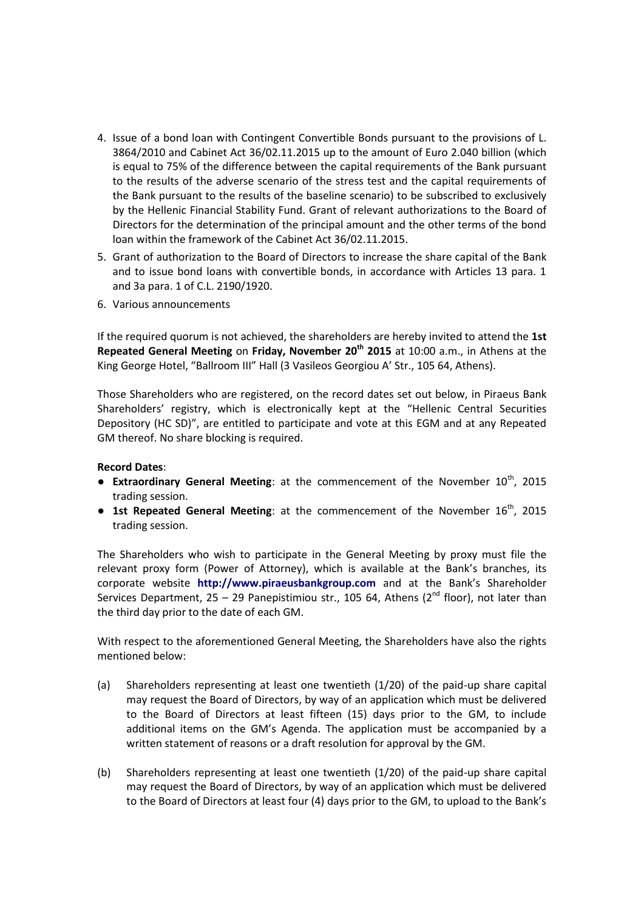4. Issue of a bond loan with Contingent Convertible Bonds pursuant to the provisions of L. 3864/2010 and Cabinet Act 36/02.11.2015 up to the amount of Euro 2.040 billion (which is equal to 75% of the difference between the capital requirements of the Bank pursuant to the results of the adverse scenario of the stress test and the capital requirements of the Bank pursuant to the results of the baseline scenario) to be subscribed to exclusively by the Hellenic Financial Stability Fund. Grant of relevant authorizations to the Board of Directors for the determination of the principal amount and the other terms of the bond loan within the framework of the Cabinet Act 36/02.11.2015.
5. Grant of authorization to the Board of Directors to increase the share capital of the Bank and to issue bond loans with convertible bonds, in accordance with Articles 13 para. 1 and 3a para. 1 of C.L. 2190/1920.
6. Various announcements

If the required quorum is not achieved, the shareholders are hereby invited to attend the **1st Repeated General Meeting** on **Friday, November 20th 2015** at 10:00 a.m., in Athens at the King George Hotel, "Ballroom III" Hall (3 Vasileos Georgiou A' Str., 105 64, Athens).

Those Shareholders who are registered, on the record dates set out below, in Piraeus Bank Shareholders' registry, which is electronically kept at the "Hellenic Central Securities Depository (HC SD)", are entitled to participate and vote at this EGM and at any Repeated GM thereof. No share blocking is required.

**Record Dates**:

- **Extraordinary General Meeting**: at the commencement of the November 10th, 2015 trading session.
- **1st Repeated General Meeting**: at the commencement of the November 16th, 2015 trading session.

The Shareholders who wish to participate in the General Meeting by proxy must file the relevant proxy form (Power of Attorney), which is available at the Bank's branches, its corporate website **http://www.piraeusbankgroup.com** and at the Bank's Shareholder Services Department, 25 – 29 Panepistimiou str., 105 64, Athens (2nd floor), not later than the third day prior to the date of each GM.

With respect to the aforementioned General Meeting, the Shareholders have also the rights mentioned below:

(a) Shareholders representing at least one twentieth (1/20) of the paid-up share capital may request the Board of Directors, by way of an application which must be delivered to the Board of Directors at least fifteen (15) days prior to the GM, to include additional items on the GM's Agenda. The application must be accompanied by a written statement of reasons or a draft resolution for approval by the GM.

(b) Shareholders representing at least one twentieth (1/20) of the paid-up share capital may request the Board of Directors, by way of an application which must be delivered to the Board of Directors at least four (4) days prior to the GM, to upload to the Bank's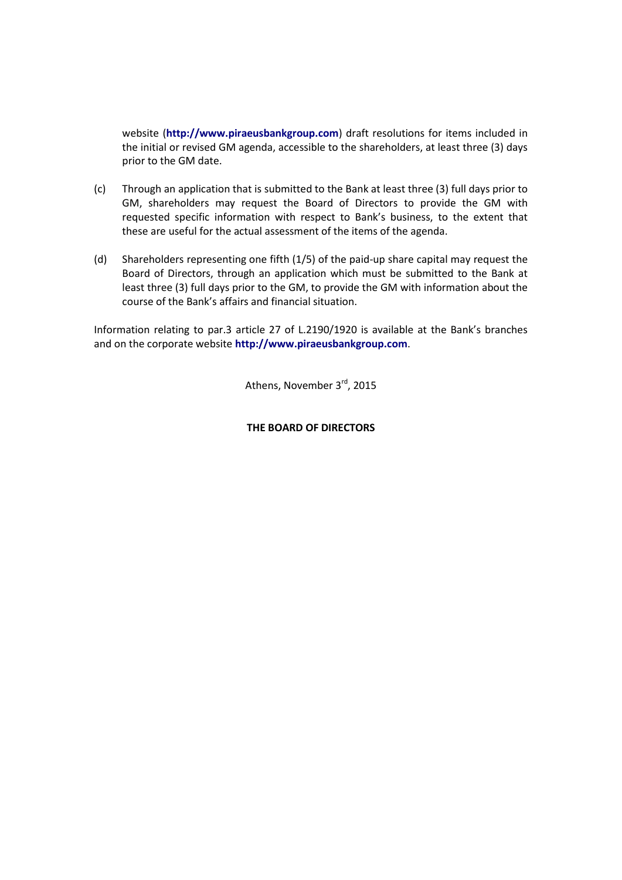website (**http://www.piraeusbankgroup.com**) draft resolutions for items included in the initial or revised GM agenda, accessible to the shareholders, at least three (3) days prior to the GM date.

(c) Through an application that is submitted to the Bank at least three (3) full days prior to GM, shareholders may request the Board of Directors to provide the GM with requested specific information with respect to Bank's business, to the extent that these are useful for the actual assessment of the items of the agenda.

(d) Shareholders representing one fifth (1/5) of the paid-up share capital may request the Board of Directors, through an application which must be submitted to the Bank at least three (3) full days prior to the GM, to provide the GM with information about the course of the Bank's affairs and financial situation.

Information relating to par.3 article 27 of L.2190/1920 is available at the Bank's branches and on the corporate website **http://www.piraeusbankgroup.com**.

Athens, November 3rd, 2015

**THE BOARD OF DIRECTORS**